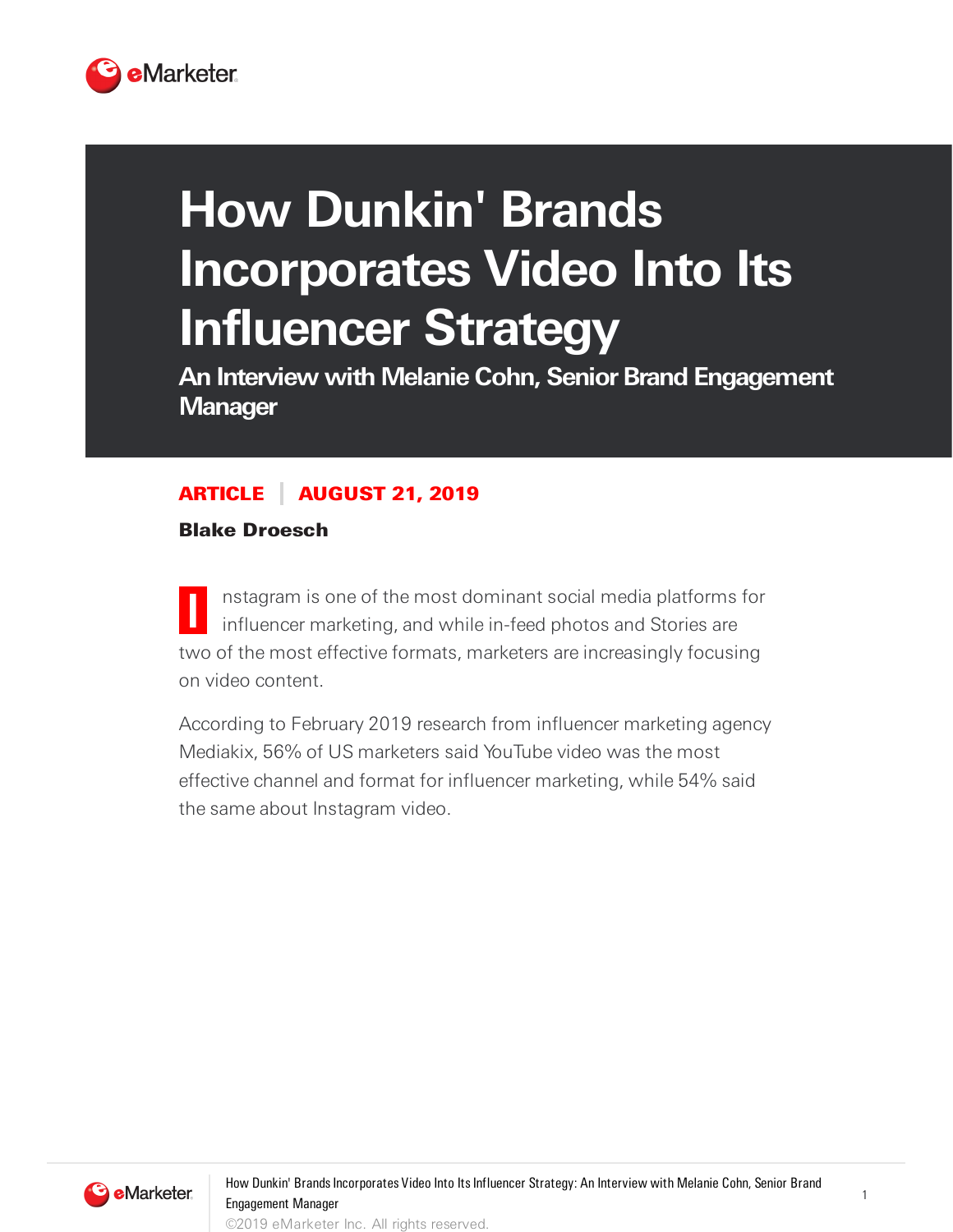# How Dunkin' Brands Incorporates Video Into Its Influencer Strategy

## An Interview with Melanie Cohn, Senior Brand Engagement Manager

**ARTICLE | AUGUST 21, 2019**

**Blake Droesch**

Instagram is one of the most dominant social media platforms for influencer marketing, and while in-feed photos and Stories are two of the most effective formats, marketers are increasingly focusing on video content.

According to February 2019 research from influencer marketing agency Mediakix, 56% of US marketers said YouTube video was the most effective channel and format for influencer marketing, while 54% said the same about Instagram video.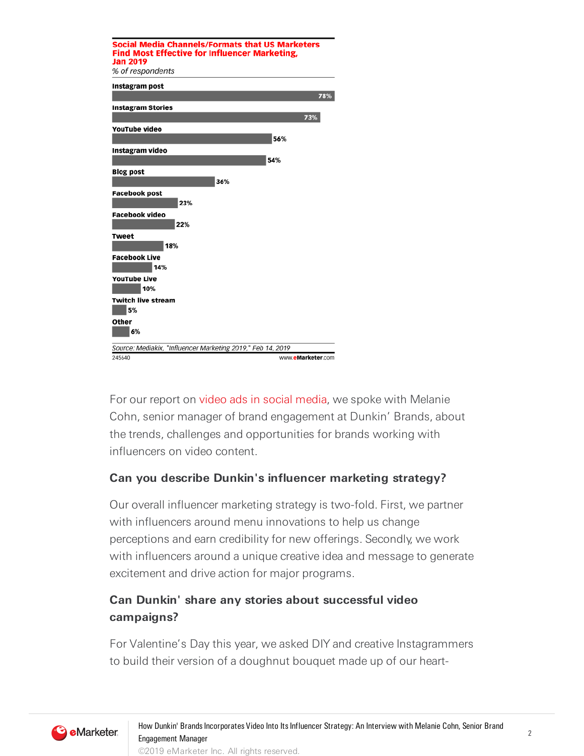**Social Media Channels/Formats that US Marketers Find Most Effective for Influencer Marketing, Jan 2019**

*% of respondents*

| Channel/Format | % of respondents |
|---|---|
| Instagram post | 78% |
| Instagram Stories | 73% |
| YouTube video | 56% |
| Instagram video | 54% |
| Blog post | 36% |
| Facebook post | 23% |
| Facebook video | 22% |
| Tweet | 18% |
| Facebook Live | 14% |
| YouTube Live | 10% |
| Twitch live stream | 5% |
| Other | 6% |

*Source: Mediakix, "Influencer Marketing 2019," Feb 14, 2019*

245640 www.eMarketer.com

For our report on video ads in social media, we spoke with Melanie Cohn, senior manager of brand engagement at Dunkin' Brands, about the trends, challenges and opportunities for brands working with influencers on video content.

### Can you describe Dunkin's influencer marketing strategy?

Our overall influencer marketing strategy is two-fold. First, we partner with influencers around menu innovations to help us change perceptions and earn credibility for new offerings. Secondly, we work with influencers around a unique creative idea and message to generate excitement and drive action for major programs.

### Can Dunkin' share any stories about successful video campaigns?

For Valentine's Day this year, we asked DIY and creative Instagrammers to build their version of a doughnut bouquet made up of our heart-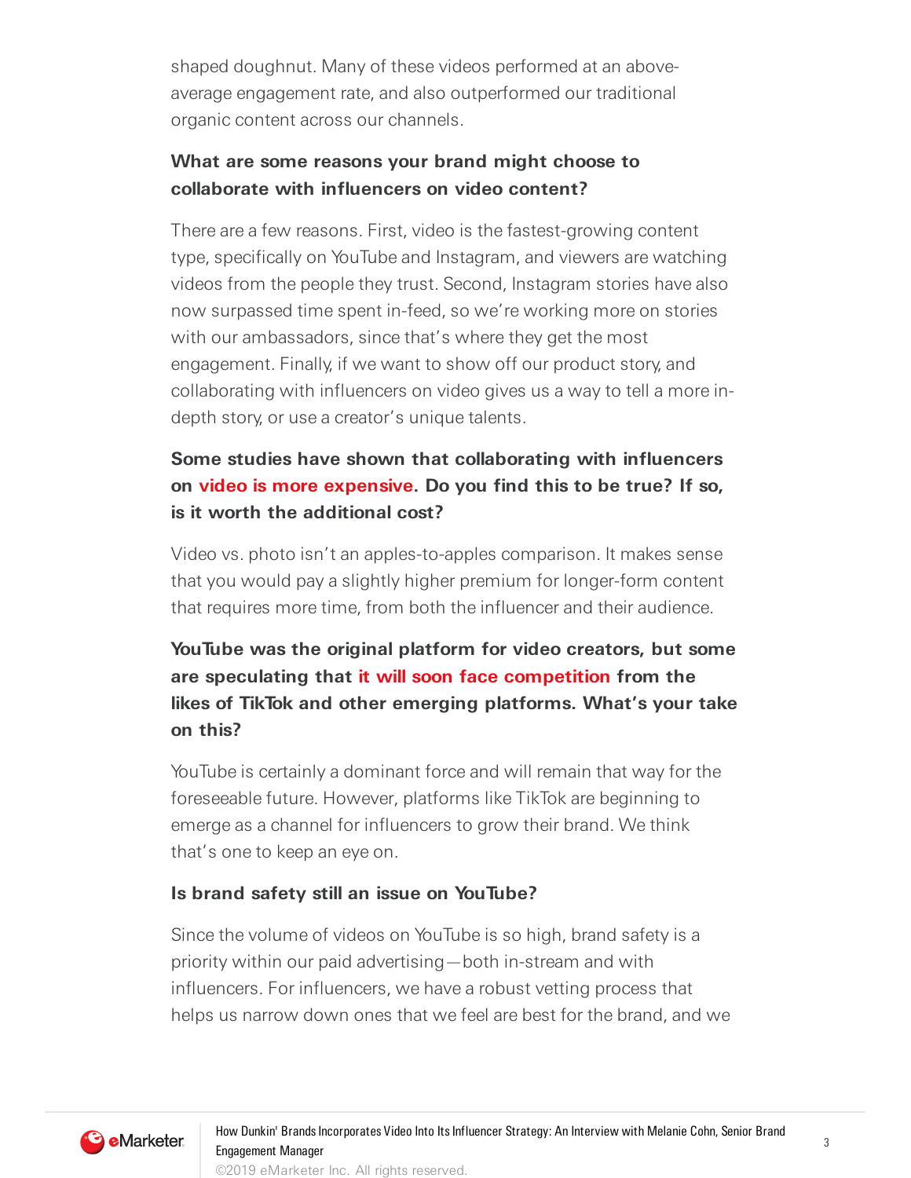shaped doughnut. Many of these videos performed at an above-average engagement rate, and also outperformed our traditional organic content across our channels.

**What are some reasons your brand might choose to collaborate with influencers on video content?**

There are a few reasons. First, video is the fastest-growing content type, specifically on YouTube and Instagram, and viewers are watching videos from the people they trust. Second, Instagram stories have also now surpassed time spent in-feed, so we're working more on stories with our ambassadors, since that's where they get the most engagement. Finally, if we want to show off our product story, and collaborating with influencers on video gives us a way to tell a more in-depth story, or use a creator's unique talents.

**Some studies have shown that collaborating with influencers on video is more expensive. Do you find this to be true? If so, is it worth the additional cost?**

Video vs. photo isn't an apples-to-apples comparison. It makes sense that you would pay a slightly higher premium for longer-form content that requires more time, from both the influencer and their audience.

**YouTube was the original platform for video creators, but some are speculating that it will soon face competition from the likes of TikTok and other emerging platforms. What's your take on this?**

YouTube is certainly a dominant force and will remain that way for the foreseeable future. However, platforms like TikTok are beginning to emerge as a channel for influencers to grow their brand. We think that's one to keep an eye on.

**Is brand safety still an issue on YouTube?**

Since the volume of videos on YouTube is so high, brand safety is a priority within our paid advertising—both in-stream and with influencers. For influencers, we have a robust vetting process that helps us narrow down ones that we feel are best for the brand, and we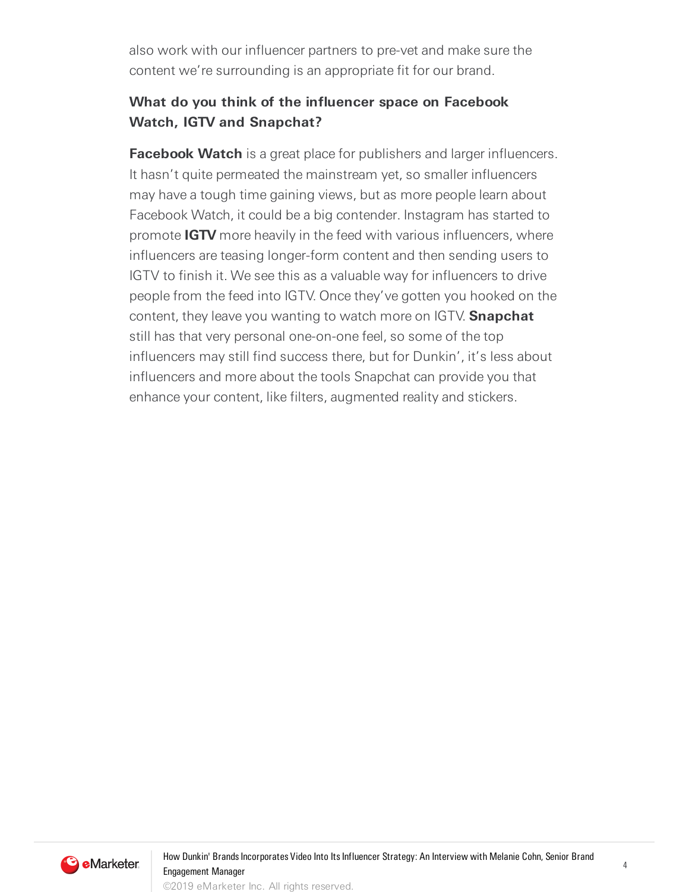also work with our influencer partners to pre-vet and make sure the content we're surrounding is an appropriate fit for our brand.

**What do you think of the influencer space on Facebook Watch, IGTV and Snapchat?**

**Facebook Watch** is a great place for publishers and larger influencers. It hasn't quite permeated the mainstream yet, so smaller influencers may have a tough time gaining views, but as more people learn about Facebook Watch, it could be a big contender. Instagram has started to promote **IGTV** more heavily in the feed with various influencers, where influencers are teasing longer-form content and then sending users to IGTV to finish it. We see this as a valuable way for influencers to drive people from the feed into IGTV. Once they've gotten you hooked on the content, they leave you wanting to watch more on IGTV. **Snapchat** still has that very personal one-on-one feel, so some of the top influencers may still find success there, but for Dunkin', it's less about influencers and more about the tools Snapchat can provide you that enhance your content, like filters, augmented reality and stickers.